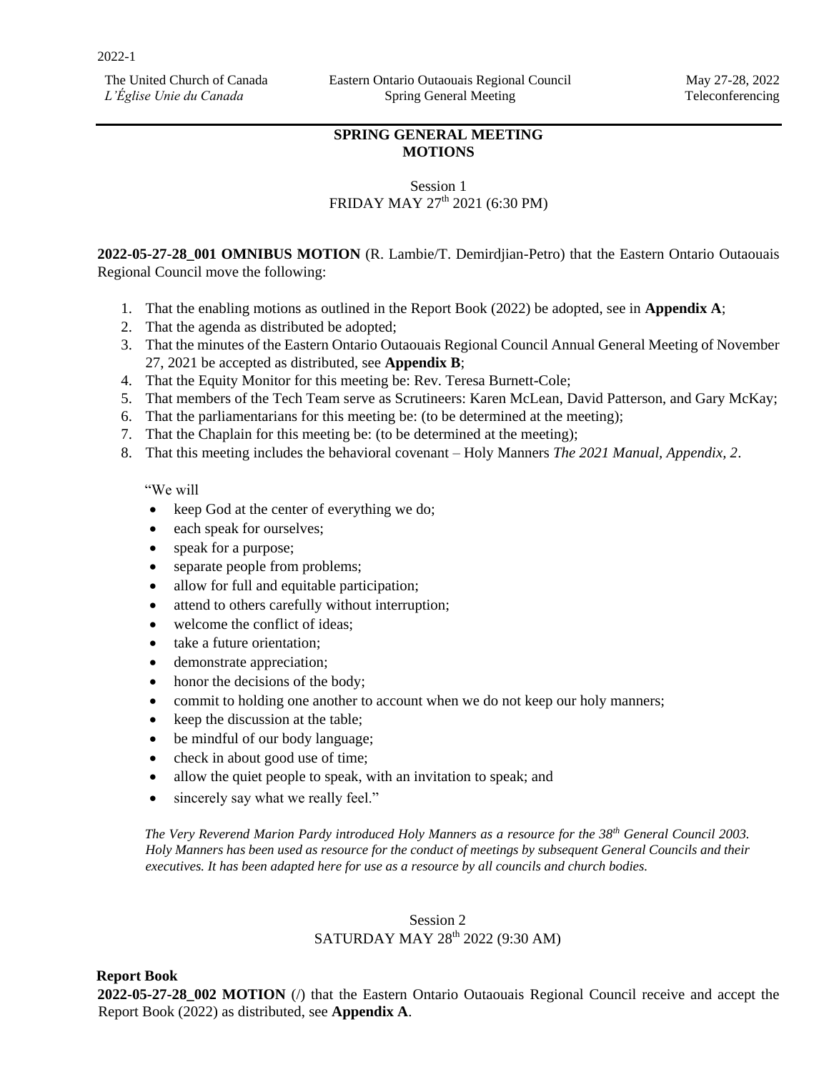2022-1

The United Church of Canada
*L'Église Unie du Canada*

Eastern Ontario Outaouais Regional Council
Spring General Meeting

May 27-28, 2022
Teleconferencing

# SPRING GENERAL MEETING MOTIONS

## Session 1
FRIDAY MAY 27th 2021 (6:30 PM)

**2022-05-27-28_001 OMNIBUS MOTION** (R. Lambie/T. Demirdjian-Petro) that the Eastern Ontario Outaouais Regional Council move the following:

1. That the enabling motions as outlined in the Report Book (2022) be adopted, see in **Appendix A**;
2. That the agenda as distributed be adopted;
3. That the minutes of the Eastern Ontario Outaouais Regional Council Annual General Meeting of November 27, 2021 be accepted as distributed, see **Appendix B**;
4. That the Equity Monitor for this meeting be: Rev. Teresa Burnett-Cole;
5. That members of the Tech Team serve as Scrutineers: Karen McLean, David Patterson, and Gary McKay;
6. That the parliamentarians for this meeting be: (to be determined at the meeting);
7. That the Chaplain for this meeting be: (to be determined at the meeting);
8. That this meeting includes the behavioral covenant – Holy Manners *The 2021 Manual, Appendix, 2*.

"We will

- keep God at the center of everything we do;
- each speak for ourselves;
- speak for a purpose;
- separate people from problems;
- allow for full and equitable participation;
- attend to others carefully without interruption;
- welcome the conflict of ideas;
- take a future orientation;
- demonstrate appreciation;
- honor the decisions of the body;
- commit to holding one another to account when we do not keep our holy manners;
- keep the discussion at the table;
- be mindful of our body language;
- check in about good use of time;
- allow the quiet people to speak, with an invitation to speak; and
- sincerely say what we really feel."

*The Very Reverend Marion Pardy introduced Holy Manners as a resource for the 38th General Council 2003. Holy Manners has been used as resource for the conduct of meetings by subsequent General Councils and their executives. It has been adapted here for use as a resource by all councils and church bodies.*

## Session 2
SATURDAY MAY 28th 2022 (9:30 AM)

**Report Book**

**2022-05-27-28_002 MOTION** (/) that the Eastern Ontario Outaouais Regional Council receive and accept the Report Book (2022) as distributed, see **Appendix A**.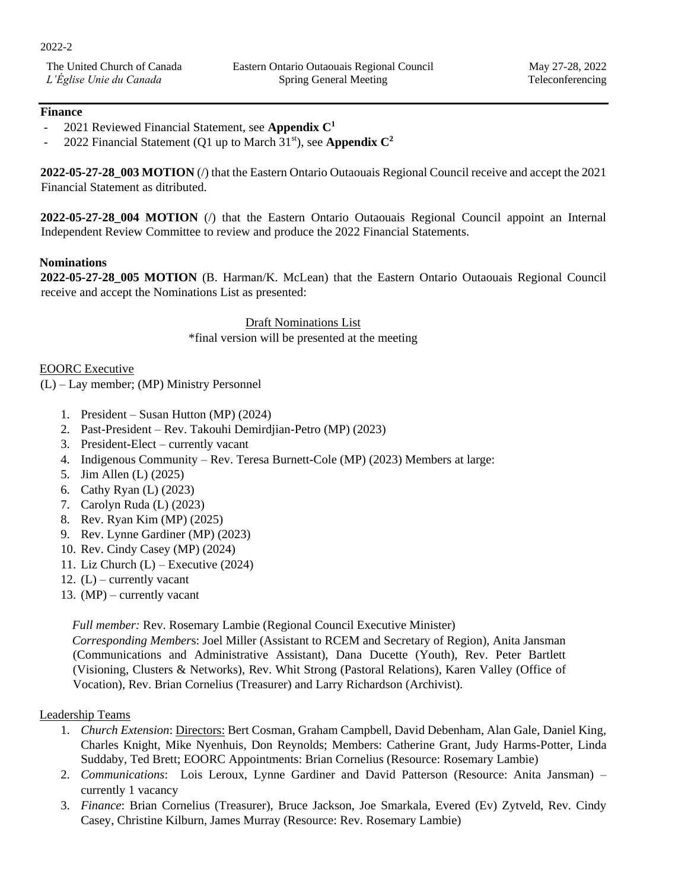**Finance**

- 2021 Reviewed Financial Statement, see **Appendix C[1]**
- 2022 Financial Statement (Q1 up to March 31st), see **Appendix C[2]**

**2022-05-27-28_003 MOTION** (/) that the Eastern Ontario Outaouais Regional Council receive and accept the 2021 Financial Statement as ditributed.

**2022-05-27-28_004 MOTION** (/) that the Eastern Ontario Outaouais Regional Council appoint an Internal Independent Review Committee to review and produce the 2022 Financial Statements.

**Nominations**

**2022-05-27-28_005 MOTION** (B. Harman/K. McLean) that the Eastern Ontario Outaouais Regional Council receive and accept the Nominations List as presented:

<u>Draft Nominations List</u>
*final version will be presented at the meeting

<u>EOORC Executive</u>

(L) – Lay member; (MP) Ministry Personnel

1. President – Susan Hutton (MP) (2024)
2. Past-President – Rev. Takouhi Demirdjian-Petro (MP) (2023)
3. President-Elect – currently vacant
4. Indigenous Community – Rev. Teresa Burnett-Cole (MP) (2023) Members at large:
5. Jim Allen (L) (2025)
6. Cathy Ryan (L) (2023)
7. Carolyn Ruda (L) (2023)
8. Rev. Ryan Kim (MP) (2025)
9. Rev. Lynne Gardiner (MP) (2023)
10. Rev. Cindy Casey (MP) (2024)
11. Liz Church (L) – Executive (2024)
12. (L) – currently vacant
13. (MP) – currently vacant

*Full member:* Rev. Rosemary Lambie (Regional Council Executive Minister)
*Corresponding Member*s: Joel Miller (Assistant to RCEM and Secretary of Region), Anita Jansman (Communications and Administrative Assistant), Dana Ducette (Youth), Rev. Peter Bartlett (Visioning, Clusters & Networks), Rev. Whit Strong (Pastoral Relations), Karen Valley (Office of Vocation), Rev. Brian Cornelius (Treasurer) and Larry Richardson (Archivist).

<u>Leadership Teams</u>

1. *Church Extension*: <u>Directors:</u> Bert Cosman, Graham Campbell, David Debenham, Alan Gale, Daniel King, Charles Knight, Mike Nyenhuis, Don Reynolds; Members: Catherine Grant, Judy Harms-Potter, Linda Suddaby, Ted Brett; EOORC Appointments: Brian Cornelius (Resource: Rosemary Lambie)
2. *Communications*: Lois Leroux, Lynne Gardiner and David Patterson (Resource: Anita Jansman) – currently 1 vacancy
3. *Finance*: Brian Cornelius (Treasurer), Bruce Jackson, Joe Smarkala, Evered (Ev) Zytveld, Rev. Cindy Casey, Christine Kilburn, James Murray (Resource: Rev. Rosemary Lambie)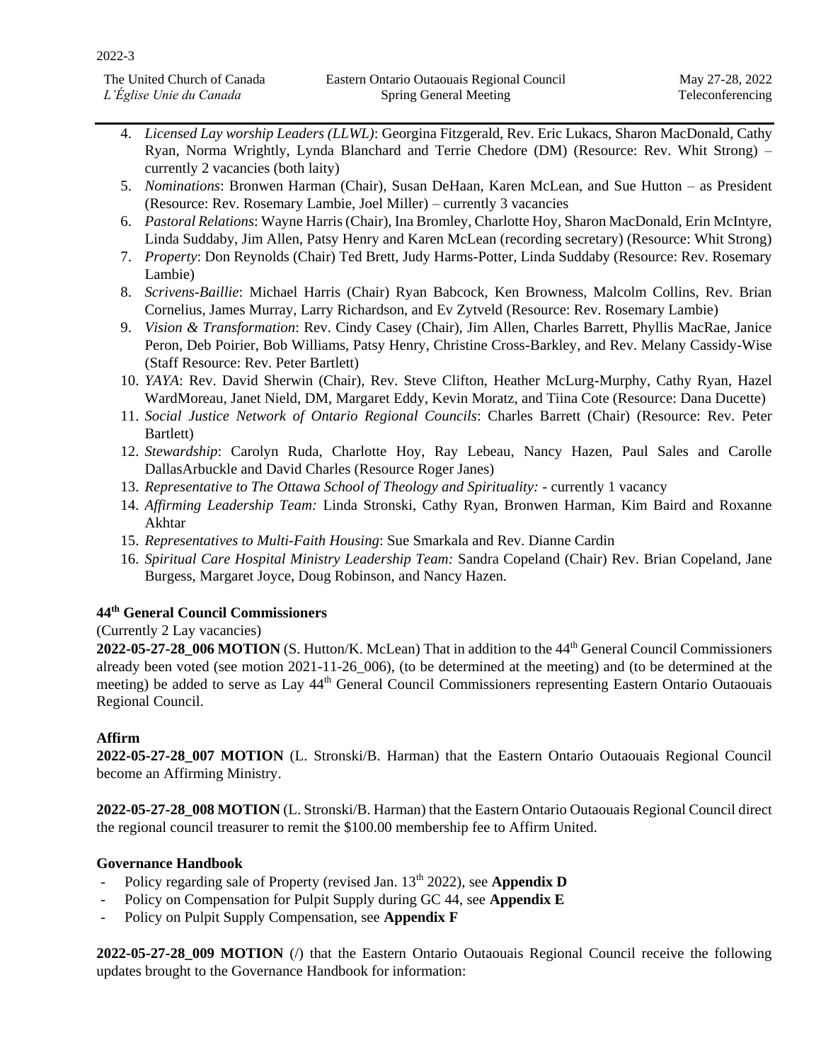4. *Licensed Lay worship Leaders (LLWL)*: Georgina Fitzgerald, Rev. Eric Lukacs, Sharon MacDonald, Cathy Ryan, Norma Wrightly, Lynda Blanchard and Terrie Chedore (DM) (Resource: Rev. Whit Strong) – currently 2 vacancies (both laity)
5. *Nominations*: Bronwen Harman (Chair), Susan DeHaan, Karen McLean, and Sue Hutton – as President (Resource: Rev. Rosemary Lambie, Joel Miller) – currently 3 vacancies
6. *Pastoral Relations*: Wayne Harris (Chair), Ina Bromley, Charlotte Hoy, Sharon MacDonald, Erin McIntyre, Linda Suddaby, Jim Allen, Patsy Henry and Karen McLean (recording secretary) (Resource: Whit Strong)
7. *Property*: Don Reynolds (Chair) Ted Brett, Judy Harms-Potter, Linda Suddaby (Resource: Rev. Rosemary Lambie)
8. *Scrivens-Baillie*: Michael Harris (Chair) Ryan Babcock, Ken Browness, Malcolm Collins, Rev. Brian Cornelius, James Murray, Larry Richardson, and Ev Zytveld (Resource: Rev. Rosemary Lambie)
9. *Vision & Transformation*: Rev. Cindy Casey (Chair), Jim Allen, Charles Barrett, Phyllis MacRae, Janice Peron, Deb Poirier, Bob Williams, Patsy Henry, Christine Cross-Barkley, and Rev. Melany Cassidy-Wise (Staff Resource: Rev. Peter Bartlett)
10. *YAYA*: Rev. David Sherwin (Chair), Rev. Steve Clifton, Heather McLurg-Murphy, Cathy Ryan, Hazel WardMoreau, Janet Nield, DM, Margaret Eddy, Kevin Moratz, and Tiina Cote (Resource: Dana Ducette)
11. *Social Justice Network of Ontario Regional Councils*: Charles Barrett (Chair) (Resource: Rev. Peter Bartlett)
12. *Stewardship*: Carolyn Ruda, Charlotte Hoy, Ray Lebeau, Nancy Hazen, Paul Sales and Carolle DallasArbuckle and David Charles (Resource Roger Janes)
13. *Representative to The Ottawa School of Theology and Spirituality:* - currently 1 vacancy
14. *Affirming Leadership Team:* Linda Stronski, Cathy Ryan, Bronwen Harman, Kim Baird and Roxanne Akhtar
15. *Representatives to Multi-Faith Housing*: Sue Smarkala and Rev. Dianne Cardin
16. *Spiritual Care Hospital Ministry Leadership Team:* Sandra Copeland (Chair) Rev. Brian Copeland, Jane Burgess, Margaret Joyce, Doug Robinson, and Nancy Hazen.

**44th General Council Commissioners**

(Currently 2 Lay vacancies)

**2022-05-27-28_006 MOTION** (S. Hutton/K. McLean) That in addition to the 44th General Council Commissioners already been voted (see motion 2021-11-26_006), (to be determined at the meeting) and (to be determined at the meeting) be added to serve as Lay 44th General Council Commissioners representing Eastern Ontario Outaouais Regional Council.

**Affirm**

**2022-05-27-28_007 MOTION** (L. Stronski/B. Harman) that the Eastern Ontario Outaouais Regional Council become an Affirming Ministry.

**2022-05-27-28_008 MOTION** (L. Stronski/B. Harman) that the Eastern Ontario Outaouais Regional Council direct the regional council treasurer to remit the $100.00 membership fee to Affirm United.

**Governance Handbook**

- Policy regarding sale of Property (revised Jan. 13th 2022), see **Appendix D**
- Policy on Compensation for Pulpit Supply during GC 44, see **Appendix E**
- Policy on Pulpit Supply Compensation, see **Appendix F**

**2022-05-27-28_009 MOTION** (/) that the Eastern Ontario Outaouais Regional Council receive the following updates brought to the Governance Handbook for information: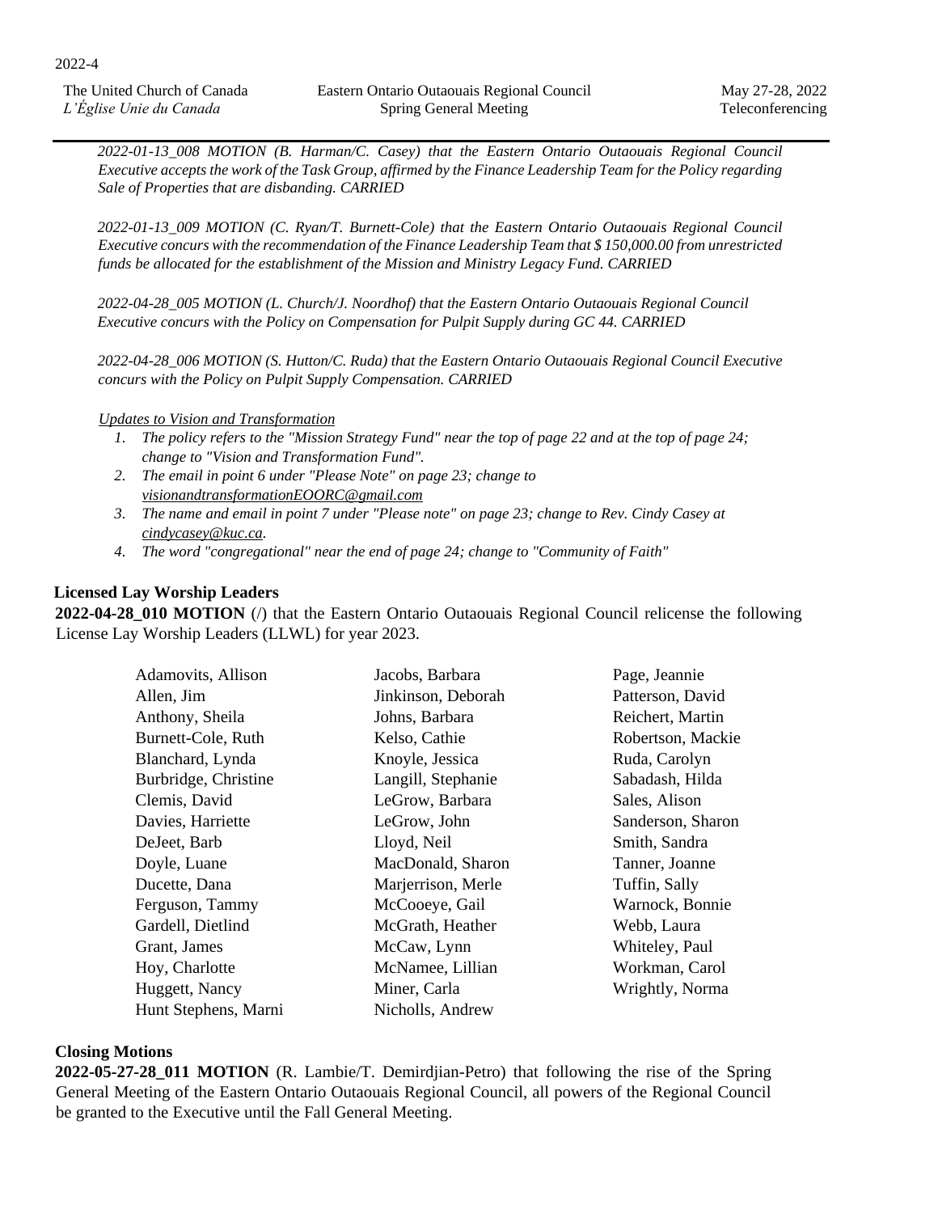*2022-01-13_008 MOTION (B. Harman/C. Casey) that the Eastern Ontario Outaouais Regional Council Executive accepts the work of the Task Group, affirmed by the Finance Leadership Team for the Policy regarding Sale of Properties that are disbanding. CARRIED*

*2022-01-13_009 MOTION (C. Ryan/T. Burnett-Cole) that the Eastern Ontario Outaouais Regional Council Executive concurs with the recommendation of the Finance Leadership Team that $ 150,000.00 from unrestricted funds be allocated for the establishment of the Mission and Ministry Legacy Fund. CARRIED*

*2022-04-28_005 MOTION (L. Church/J. Noordhof) that the Eastern Ontario Outaouais Regional Council Executive concurs with the Policy on Compensation for Pulpit Supply during GC 44. CARRIED*

*2022-04-28_006 MOTION (S. Hutton/C. Ruda) that the Eastern Ontario Outaouais Regional Council Executive concurs with the Policy on Pulpit Supply Compensation. CARRIED*

*Updates to Vision and Transformation*

1. *The policy refers to the "Mission Strategy Fund" near the top of page 22 and at the top of page 24; change to "Vision and Transformation Fund".*
2. *The email in point 6 under "Please Note" on page 23; change to visionandtransformationEOORC@gmail.com*
3. *The name and email in point 7 under "Please note" on page 23; change to Rev. Cindy Casey at cindycasey@kuc.ca.*
4. *The word "congregational" near the end of page 24; change to "Community of Faith"*

**Licensed Lay Worship Leaders**

**2022-04-28_010 MOTION** (/) that the Eastern Ontario Outaouais Regional Council relicense the following License Lay Worship Leaders (LLWL) for year 2023.

| | | |
|---|---|---|
| Adamovits, Allison | Jacobs, Barbara | Page, Jeannie |
| Allen, Jim | Jinkinson, Deborah | Patterson, David |
| Anthony, Sheila | Johns, Barbara | Reichert, Martin |
| Burnett-Cole, Ruth | Kelso, Cathie | Robertson, Mackie |
| Blanchard, Lynda | Knoyle, Jessica | Ruda, Carolyn |
| Burbridge, Christine | Langill, Stephanie | Sabadash, Hilda |
| Clemis, David | LeGrow, Barbara | Sales, Alison |
| Davies, Harriette | LeGrow, John | Sanderson, Sharon |
| DeJeet, Barb | Lloyd, Neil | Smith, Sandra |
| Doyle, Luane | MacDonald, Sharon | Tanner, Joanne |
| Ducette, Dana | Marjerrison, Merle | Tuffin, Sally |
| Ferguson, Tammy | McCooeye, Gail | Warnock, Bonnie |
| Gardell, Dietlind | McGrath, Heather | Webb, Laura |
| Grant, James | McCaw, Lynn | Whiteley, Paul |
| Hoy, Charlotte | McNamee, Lillian | Workman, Carol |
| Huggett, Nancy | Miner, Carla | Wrightly, Norma |
| Hunt Stephens, Marni | Nicholls, Andrew | |

**Closing Motions**

**2022-05-27-28_011 MOTION** (R. Lambie/T. Demirdjian-Petro) that following the rise of the Spring General Meeting of the Eastern Ontario Outaouais Regional Council, all powers of the Regional Council be granted to the Executive until the Fall General Meeting.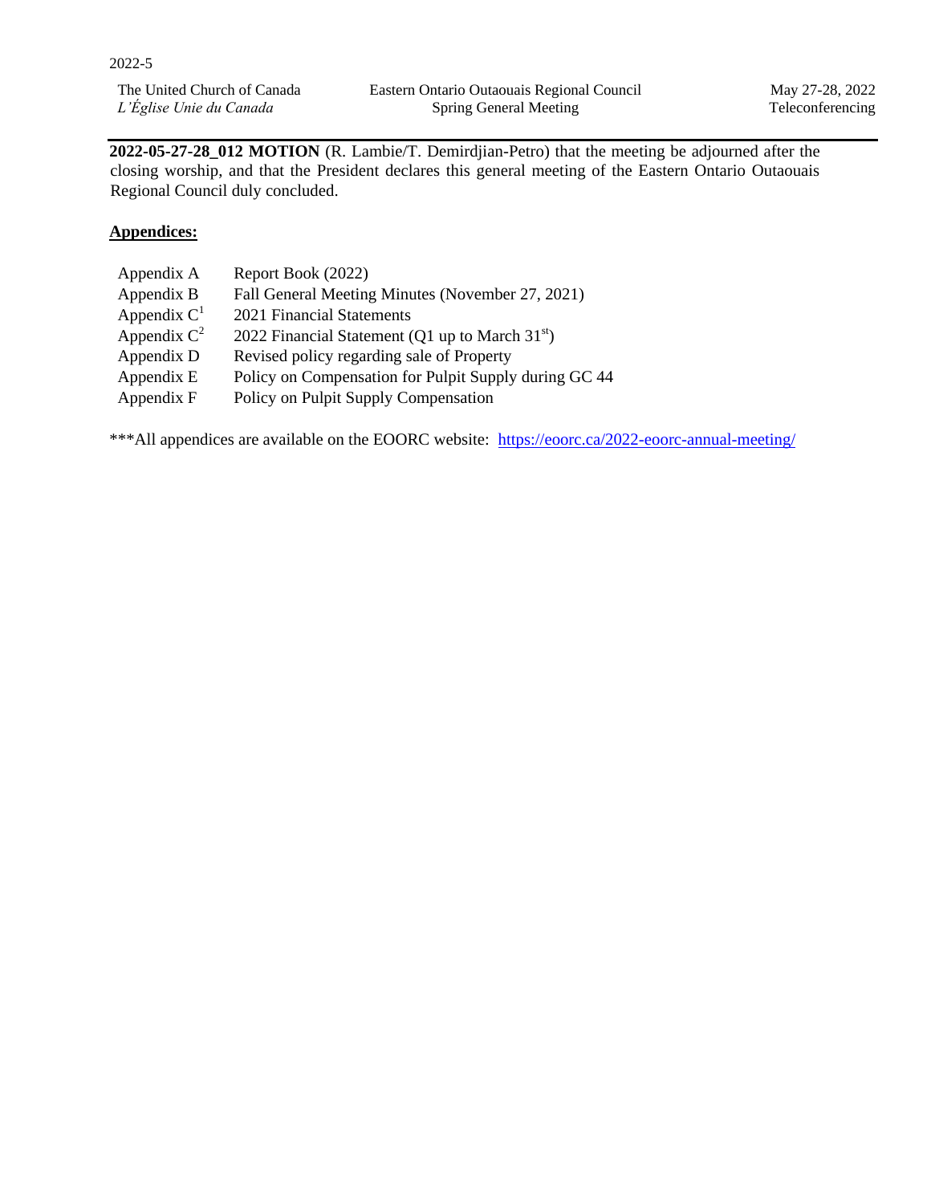**2022-05-27-28_012 MOTION** (R. Lambie/T. Demirdjian-Petro) that the meeting be adjourned after the closing worship, and that the President declares this general meeting of the Eastern Ontario Outaouais Regional Council duly concluded.

**Appendices:**

| | |
|---|---|
| Appendix A | Report Book (2022) |
| Appendix B | Fall General Meeting Minutes (November 27, 2021) |
| Appendix C[1] | 2021 Financial Statements |
| Appendix C[2] | 2022 Financial Statement (Q1 up to March 31st) |
| Appendix D | Revised policy regarding sale of Property |
| Appendix E | Policy on Compensation for Pulpit Supply during GC 44 |
| Appendix F | Policy on Pulpit Supply Compensation |

***All appendices are available on the EOORC website: https://eoorc.ca/2022-eoorc-annual-meeting/